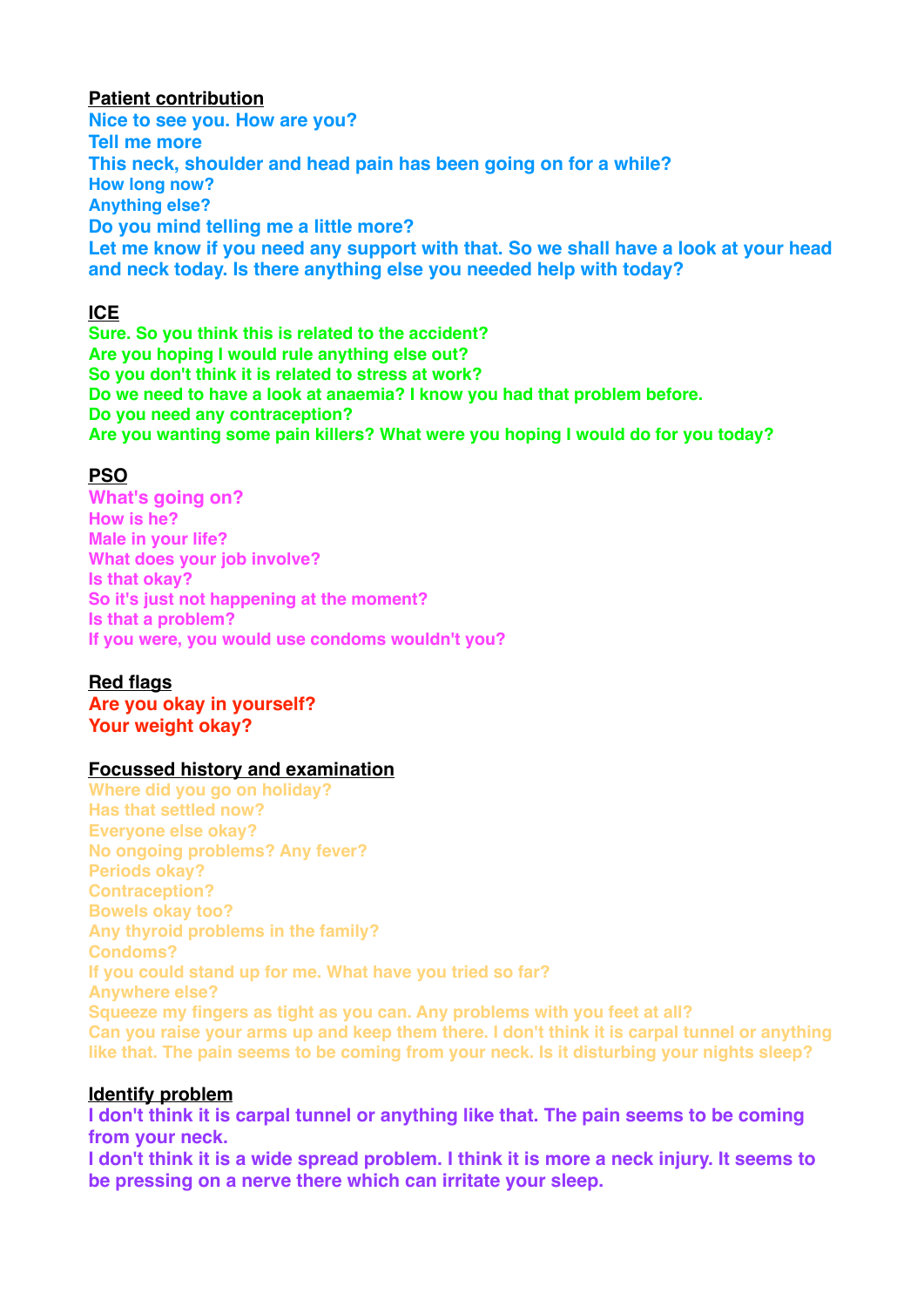**Patient contribution**

**Nice to see you. How are you?**
**Tell me more**
**This neck, shoulder and head pain has been going on for a while?**
**How long now?**
**Anything else?**
**Do you mind telling me a little more?**
**Let me know if you need any support with that. So we shall have a look at your head and neck today. Is there anything else you needed help with today?**

**ICE**

**Sure. So you think this is related to the accident?**
**Are you hoping I would rule anything else out?**
**So you don't think it is related to stress at work?**
**Do we need to have a look at anaemia? I know you had that problem before.**
**Do you need any contraception?**
**Are you wanting some pain killers? What were you hoping I would do for you today?**

**PSO**

**What's going on?**
**How is he?**
**Male in your life?**
**What does your job involve?**
**Is that okay?**
**So it's just not happening at the moment?**
**Is that a problem?**
**If you were, you would use condoms wouldn't you?**

**Red flags**

**Are you okay in yourself?**
**Your weight okay?**

**Focussed history and examination**

**Where did you go on holiday?**
**Has that settled now?**
**Everyone else okay?**
**No ongoing problems? Any fever?**
**Periods okay?**
**Contraception?**
**Bowels okay too?**
**Any thyroid problems in the family?**
**Condoms?**
**If you could stand up for me. What have you tried so far?**
**Anywhere else?**
**Squeeze my fingers as tight as you can. Any problems with you feet at all?**
**Can you raise your arms up and keep them there. I don't think it is carpal tunnel or anything like that. The pain seems to be coming from your neck. Is it disturbing your nights sleep?**

**Identify problem**

**I don't think it is carpal tunnel or anything like that. The pain seems to be coming from your neck.**
**I don't think it is a wide spread problem. I think it is more a neck injury. It seems to be pressing on a nerve there which can irritate your sleep.**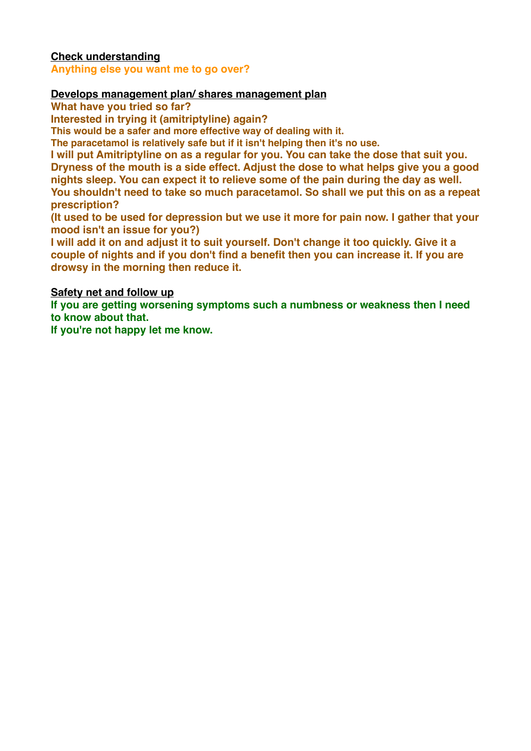**Check understanding**

**Anything else you want me to go over?**

**Develops management plan/ shares management plan**

**What have you tried so far?**
**Interested in trying it (amitriptyline) again?**
**This would be a safer and more effective way of dealing with it.**
**The paracetamol is relatively safe but if it isn't helping then it's no use.**
**I will put Amitriptyline on as a regular for you. You can take the dose that suit you. Dryness of the mouth is a side effect. Adjust the dose to what helps give you a good nights sleep. You can expect it to relieve some of the pain during the day as well. You shouldn't need to take so much paracetamol. So shall we put this on as a repeat prescription?**
**(It used to be used for depression but we use it more for pain now. I gather that your mood isn't an issue for you?)**
**I will add it on and adjust it to suit yourself. Don't change it too quickly. Give it a couple of nights and if you don't find a benefit then you can increase it. If you are drowsy in the morning then reduce it.**

**Safety net and follow up**

**If you are getting worsening symptoms such a numbness or weakness then I need to know about that.**
**If you're not happy let me know.**